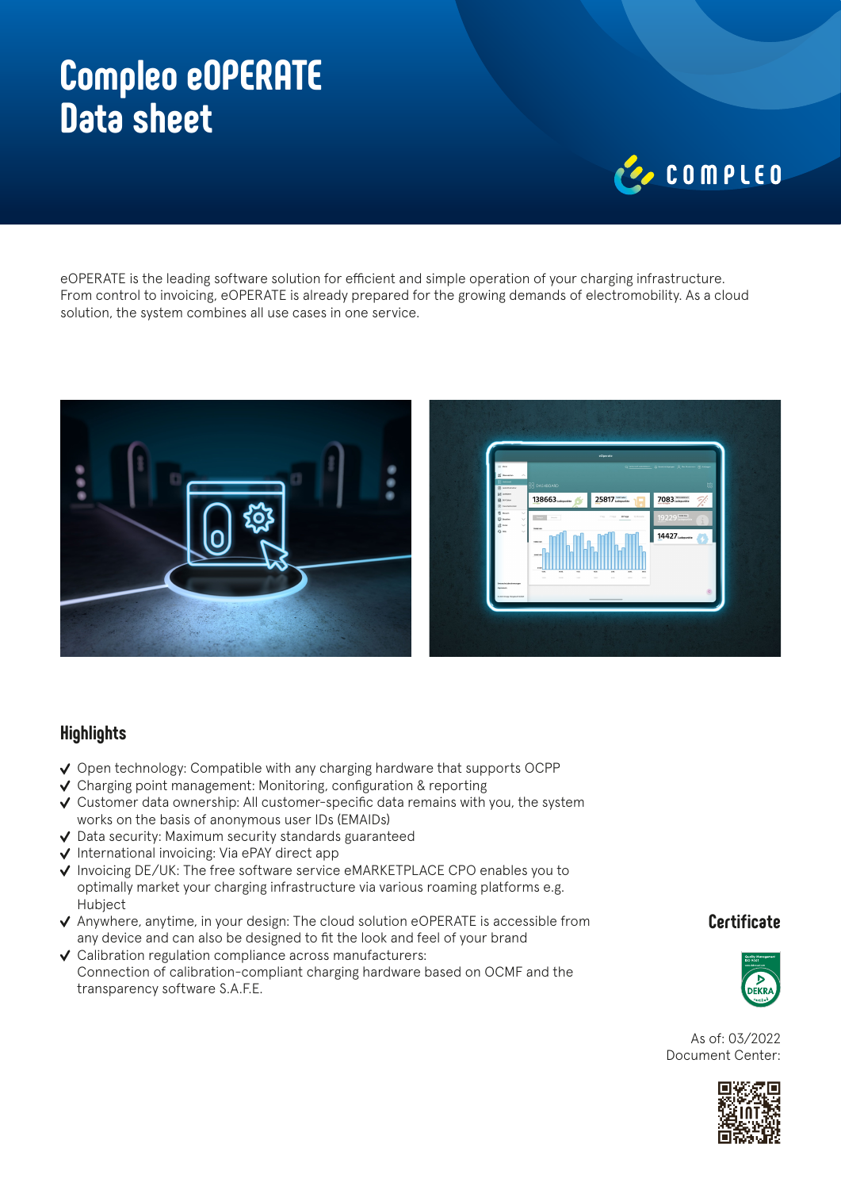# Compleo eOPERATE Data sheet

eOPERATE is the leading software solution for efficient and simple operation of your charging infrastructure. From control to invoicing, eOPERATE is already prepared for the growing demands of electromobility. As a cloud solution, the system combines all use cases in one service.

## Highlights

- ✔ Open technology: Compatible with any charging hardware that supports OCPP
- ✔ Charging point management: Monitoring, configuration & reporting
- ✔ Customer data ownership: All customer-specific data remains with you, the system works on the basis of anonymous user IDs (EMAIDs)
- ✔ Data security: Maximum security standards guaranteed
- ✔ International invoicing: Via ePAY direct app
- ✔ Invoicing DE/UK: The free software service eMARKETPLACE CPO enables you to optimally market your charging infrastructure via various roaming platforms e.g. Hubject
- ✔ Anywhere, anytime, in your design: The cloud solution eOPERATE is accessible from any device and can also be designed to fit the look and feel of your brand
- ✔ Calibration regulation compliance across manufacturers: Connection of calibration-compliant charging hardware based on OCMF and the transparency software S.A.F.E.

## Certificate

As of: 03/2022
Document Center: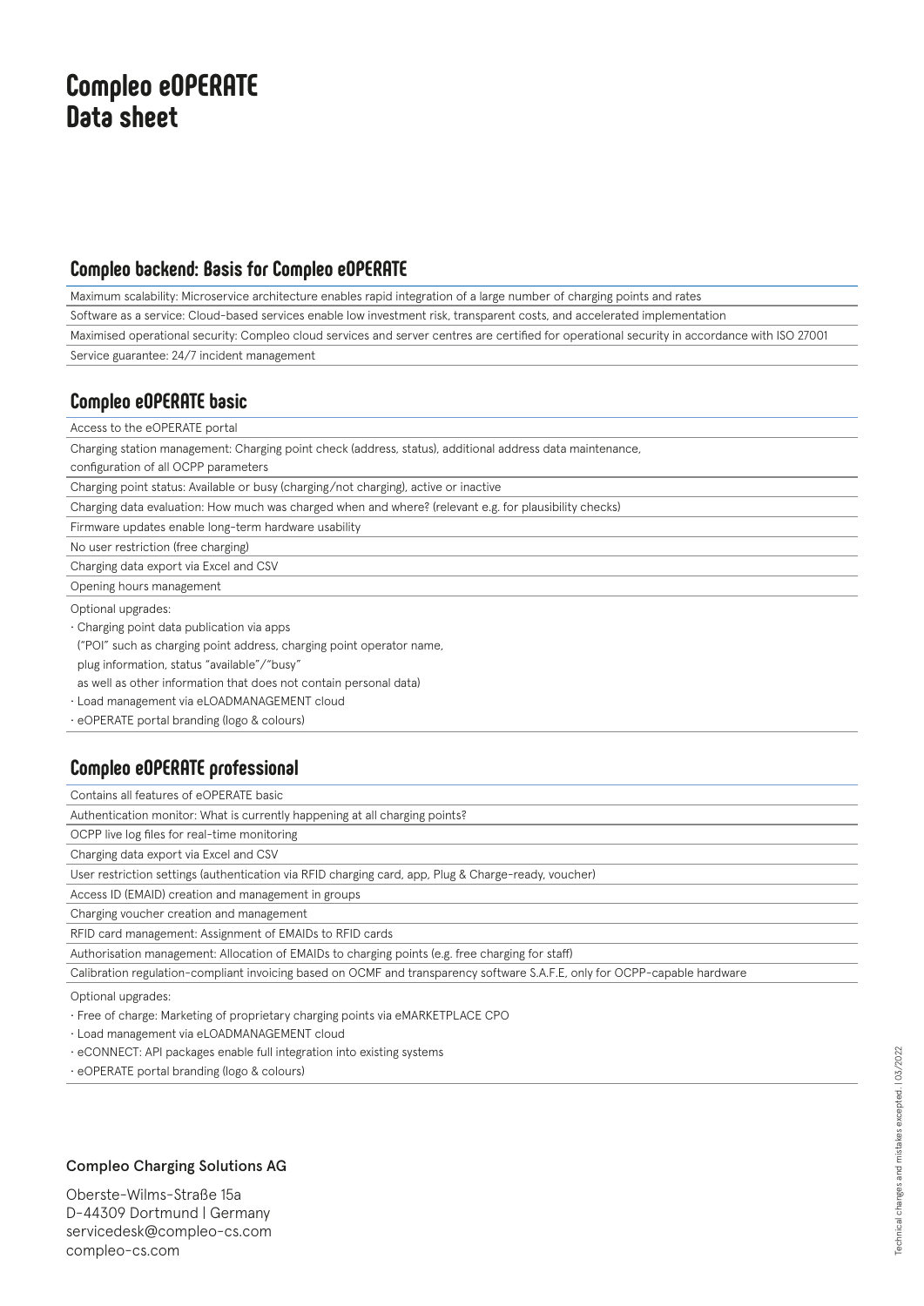# Compleo eOPERATE
# Data sheet

## Compleo backend: Basis for Compleo eOPERATE

Maximum scalability: Microservice architecture enables rapid integration of a large number of charging points and rates

Software as a service: Cloud-based services enable low investment risk, transparent costs, and accelerated implementation

Maximised operational security: Compleo cloud services and server centres are certified for operational security in accordance with ISO 27001

Service guarantee: 24/7 incident management

## Compleo eOPERATE basic

Access to the eOPERATE portal

Charging station management: Charging point check (address, status), additional address data maintenance, configuration of all OCPP parameters

Charging point status: Available or busy (charging/not charging), active or inactive

Charging data evaluation: How much was charged when and where? (relevant e.g. for plausibility checks)

Firmware updates enable long-term hardware usability

No user restriction (free charging)

Charging data export via Excel and CSV

Opening hours management

Optional upgrades:

- Charging point data publication via apps ("POI" such as charging point address, charging point operator name, plug information, status "available"/"busy" as well as other information that does not contain personal data)
- Load management via eLOADMANAGEMENT cloud
- eOPERATE portal branding (logo & colours)

## Compleo eOPERATE professional

Contains all features of eOPERATE basic

Authentication monitor: What is currently happening at all charging points?

OCPP live log files for real-time monitoring

Charging data export via Excel and CSV

User restriction settings (authentication via RFID charging card, app, Plug & Charge-ready, voucher)

Access ID (EMAID) creation and management in groups

Charging voucher creation and management

RFID card management: Assignment of EMAIDs to RFID cards

Authorisation management: Allocation of EMAIDs to charging points (e.g. free charging for staff)

Calibration regulation-compliant invoicing based on OCMF and transparency software S.A.F.E, only for OCPP-capable hardware

Optional upgrades:

- Free of charge: Marketing of proprietary charging points via eMARKETPLACE CPO
- Load management via eLOADMANAGEMENT cloud
- eCONNECT: API packages enable full integration into existing systems
- eOPERATE portal branding (logo & colours)

**Compleo Charging Solutions AG**

Oberste-Wilms-Straße 15a
D-44309 Dortmund | Germany
servicedesk@compleo-cs.com
compleo-cs.com

Technical changes and mistakes excepted. | 03/2022